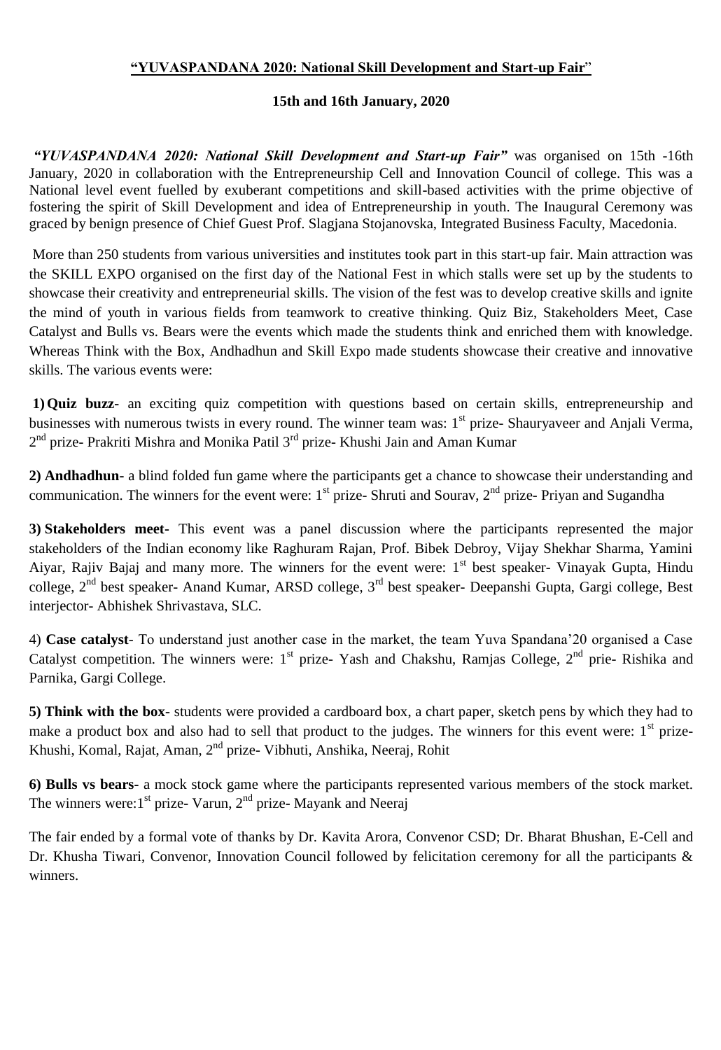**"YUVASPANDANA 2020: National Skill Development and Start-up Fair"**

**15th and 16th January, 2020**

***"YUVASPANDANA 2020: National Skill Development and Start-up Fair"*** was organised on 15th -16th January, 2020 in collaboration with the Entrepreneurship Cell and Innovation Council of college. This was a National level event fuelled by exuberant competitions and skill-based activities with the prime objective of fostering the spirit of Skill Development and idea of Entrepreneurship in youth. The Inaugural Ceremony was graced by benign presence of Chief Guest Prof. Slagjana Stojanovska, Integrated Business Faculty, Macedonia.

More than 250 students from various universities and institutes took part in this start-up fair. Main attraction was the SKILL EXPO organised on the first day of the National Fest in which stalls were set up by the students to showcase their creativity and entrepreneurial skills. The vision of the fest was to develop creative skills and ignite the mind of youth in various fields from teamwork to creative thinking. Quiz Biz, Stakeholders Meet, Case Catalyst and Bulls vs. Bears were the events which made the students think and enriched them with knowledge. Whereas Think with the Box, Andhadhun and Skill Expo made students showcase their creative and innovative skills. The various events were:

**1) Quiz buzz**- an exciting quiz competition with questions based on certain skills, entrepreneurship and businesses with numerous twists in every round. The winner team was: 1st prize- Shauryaveer and Anjali Verma, 2nd prize- Prakriti Mishra and Monika Patil 3rd prize- Khushi Jain and Aman Kumar

**2) Andhadhun**- a blind folded fun game where the participants get a chance to showcase their understanding and communication. The winners for the event were: 1st prize- Shruti and Sourav, 2nd prize- Priyan and Sugandha

**3) Stakeholders meet**- This event was a panel discussion where the participants represented the major stakeholders of the Indian economy like Raghuram Rajan, Prof. Bibek Debroy, Vijay Shekhar Sharma, Yamini Aiyar, Rajiv Bajaj and many more. The winners for the event were: 1st best speaker- Vinayak Gupta, Hindu college, 2nd best speaker- Anand Kumar, ARSD college, 3rd best speaker- Deepanshi Gupta, Gargi college, Best interjector- Abhishek Shrivastava, SLC.

4) **Case catalyst**- To understand just another case in the market, the team Yuva Spandana'20 organised a Case Catalyst competition. The winners were: 1st prize- Yash and Chakshu, Ramjas College, 2nd prie- Rishika and Parnika, Gargi College.

**5) Think with the box**- students were provided a cardboard box, a chart paper, sketch pens by which they had to make a product box and also had to sell that product to the judges. The winners for this event were: 1st prize- Khushi, Komal, Rajat, Aman, 2nd prize- Vibhuti, Anshika, Neeraj, Rohit

**6) Bulls vs bears**- a mock stock game where the participants represented various members of the stock market. The winners were:1st prize- Varun, 2nd prize- Mayank and Neeraj

The fair ended by a formal vote of thanks by Dr. Kavita Arora, Convenor CSD; Dr. Bharat Bhushan, E-Cell and Dr. Khusha Tiwari, Convenor, Innovation Council followed by felicitation ceremony for all the participants & winners.